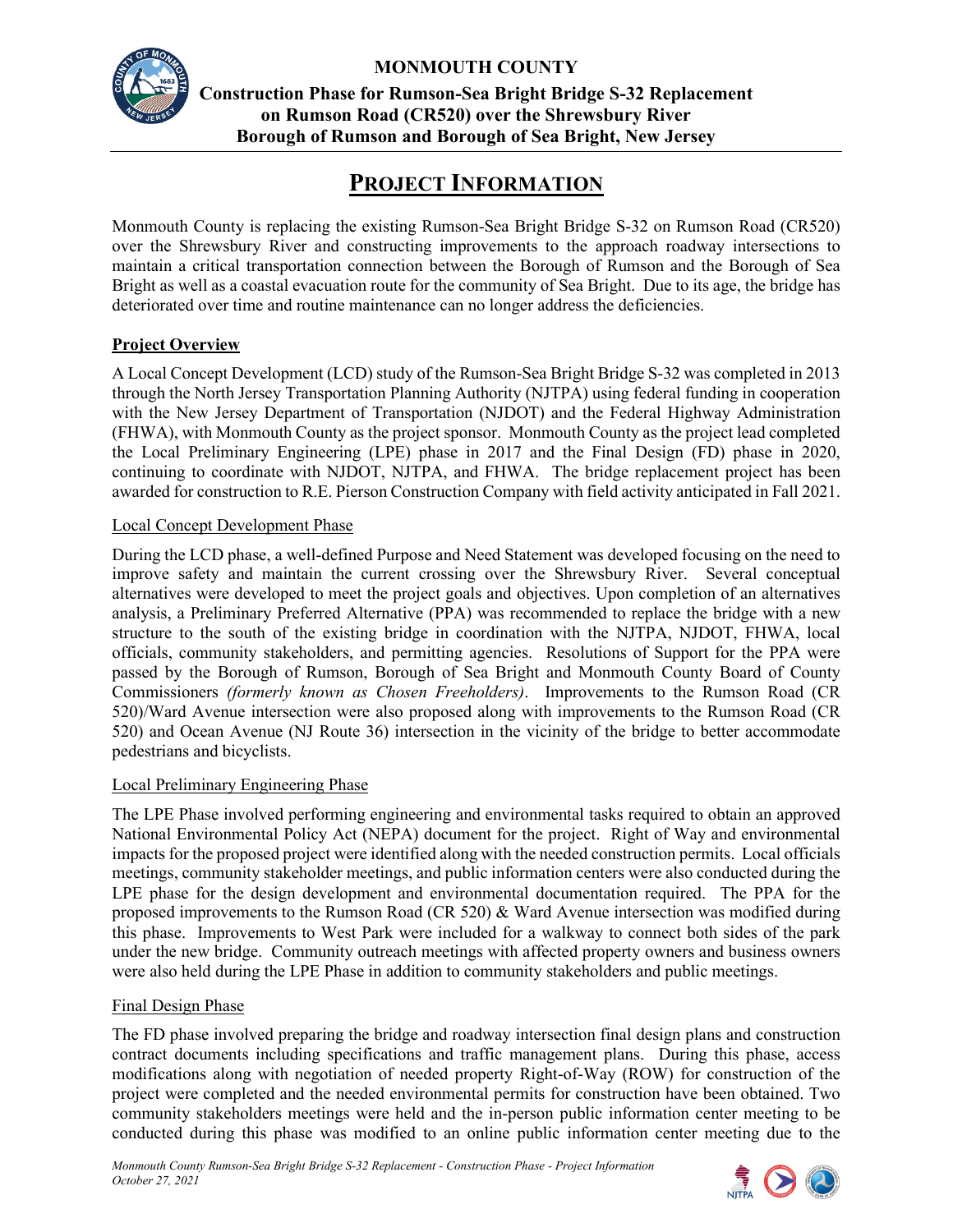**MONMOUTH COUNTY**

**Construction Phase for Rumson-Sea Bright Bridge S-32 Replacement on Rumson Road (CR520) over the Shrewsbury River Borough of Rumson and Borough of Sea Bright, New Jersey**

# PROJECT INFORMATION

Monmouth County is replacing the existing Rumson-Sea Bright Bridge S-32 on Rumson Road (CR520) over the Shrewsbury River and constructing improvements to the approach roadway intersections to maintain a critical transportation connection between the Borough of Rumson and the Borough of Sea Bright as well as a coastal evacuation route for the community of Sea Bright. Due to its age, the bridge has deteriorated over time and routine maintenance can no longer address the deficiencies.

## Project Overview

A Local Concept Development (LCD) study of the Rumson-Sea Bright Bridge S-32 was completed in 2013 through the North Jersey Transportation Planning Authority (NJTPA) using federal funding in cooperation with the New Jersey Department of Transportation (NJDOT) and the Federal Highway Administration (FHWA), with Monmouth County as the project sponsor. Monmouth County as the project lead completed the Local Preliminary Engineering (LPE) phase in 2017 and the Final Design (FD) phase in 2020, continuing to coordinate with NJDOT, NJTPA, and FHWA. The bridge replacement project has been awarded for construction to R.E. Pierson Construction Company with field activity anticipated in Fall 2021.

### Local Concept Development Phase

During the LCD phase, a well-defined Purpose and Need Statement was developed focusing on the need to improve safety and maintain the current crossing over the Shrewsbury River. Several conceptual alternatives were developed to meet the project goals and objectives. Upon completion of an alternatives analysis, a Preliminary Preferred Alternative (PPA) was recommended to replace the bridge with a new structure to the south of the existing bridge in coordination with the NJTPA, NJDOT, FHWA, local officials, community stakeholders, and permitting agencies. Resolutions of Support for the PPA were passed by the Borough of Rumson, Borough of Sea Bright and Monmouth County Board of County Commissioners *(formerly known as Chosen Freeholders)*. Improvements to the Rumson Road (CR 520)/Ward Avenue intersection were also proposed along with improvements to the Rumson Road (CR 520) and Ocean Avenue (NJ Route 36) intersection in the vicinity of the bridge to better accommodate pedestrians and bicyclists.

### Local Preliminary Engineering Phase

The LPE Phase involved performing engineering and environmental tasks required to obtain an approved National Environmental Policy Act (NEPA) document for the project. Right of Way and environmental impacts for the proposed project were identified along with the needed construction permits. Local officials meetings, community stakeholder meetings, and public information centers were also conducted during the LPE phase for the design development and environmental documentation required. The PPA for the proposed improvements to the Rumson Road (CR 520) & Ward Avenue intersection was modified during this phase. Improvements to West Park were included for a walkway to connect both sides of the park under the new bridge. Community outreach meetings with affected property owners and business owners were also held during the LPE Phase in addition to community stakeholders and public meetings.

### Final Design Phase

The FD phase involved preparing the bridge and roadway intersection final design plans and construction contract documents including specifications and traffic management plans. During this phase, access modifications along with negotiation of needed property Right-of-Way (ROW) for construction of the project were completed and the needed environmental permits for construction have been obtained. Two community stakeholders meetings were held and the in-person public information center meeting to be conducted during this phase was modified to an online public information center meeting due to the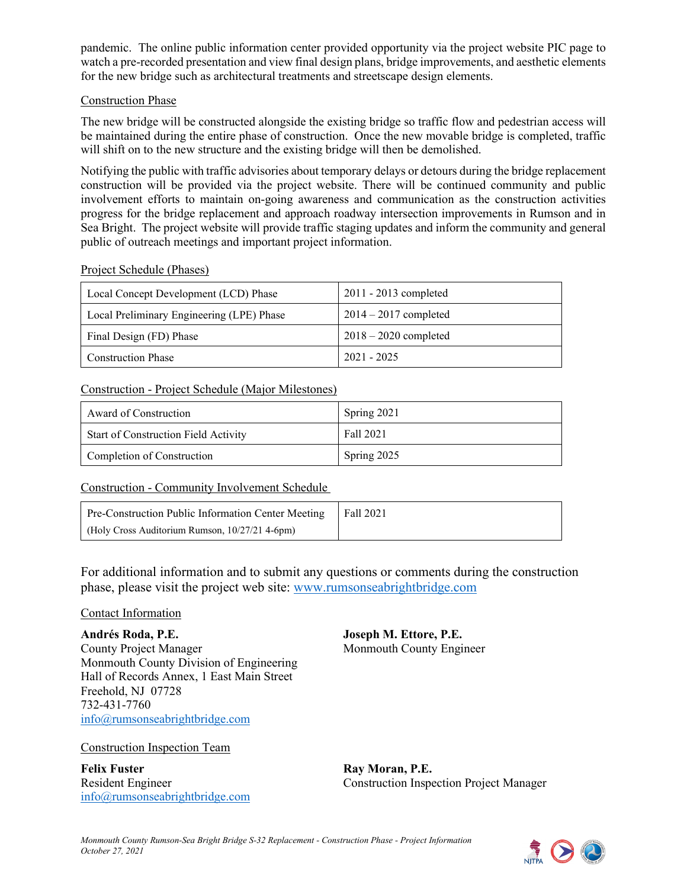pandemic. The online public information center provided opportunity via the project website PIC page to watch a pre-recorded presentation and view final design plans, bridge improvements, and aesthetic elements for the new bridge such as architectural treatments and streetscape design elements.

Construction Phase

The new bridge will be constructed alongside the existing bridge so traffic flow and pedestrian access will be maintained during the entire phase of construction. Once the new movable bridge is completed, traffic will shift on to the new structure and the existing bridge will then be demolished.

Notifying the public with traffic advisories about temporary delays or detours during the bridge replacement construction will be provided via the project website. There will be continued community and public involvement efforts to maintain on-going awareness and communication as the construction activities progress for the bridge replacement and approach roadway intersection improvements in Rumson and in Sea Bright. The project website will provide traffic staging updates and inform the community and general public of outreach meetings and important project information.

Project Schedule (Phases)

| | |
|---|---|
| Local Concept Development (LCD) Phase | 2011 - 2013 completed |
| Local Preliminary Engineering (LPE) Phase | 2014 – 2017 completed |
| Final Design (FD) Phase | 2018 – 2020 completed |
| Construction Phase | 2021 - 2025 |

Construction - Project Schedule (Major Milestones)

| | |
|---|---|
| Award of Construction | Spring 2021 |
| Start of Construction Field Activity | Fall 2021 |
| Completion of Construction | Spring 2025 |

Construction - Community Involvement Schedule

| | |
|---|---|
| Pre-Construction Public Information Center Meeting (Holy Cross Auditorium Rumson, 10/27/21 4-6pm) | Fall 2021 |

For additional information and to submit any questions or comments during the construction phase, please visit the project web site: www.rumsonseabrightbridge.com

Contact Information

**Andrés Roda, P.E.**
County Project Manager
Monmouth County Division of Engineering
Hall of Records Annex, 1 East Main Street
Freehold, NJ 07728
732-431-7760
info@rumsonseabrightbridge.com

**Joseph M. Ettore, P.E.**
Monmouth County Engineer

Construction Inspection Team

**Felix Fuster**
Resident Engineer
info@rumsonseabrightbridge.com

**Ray Moran, P.E.**
Construction Inspection Project Manager